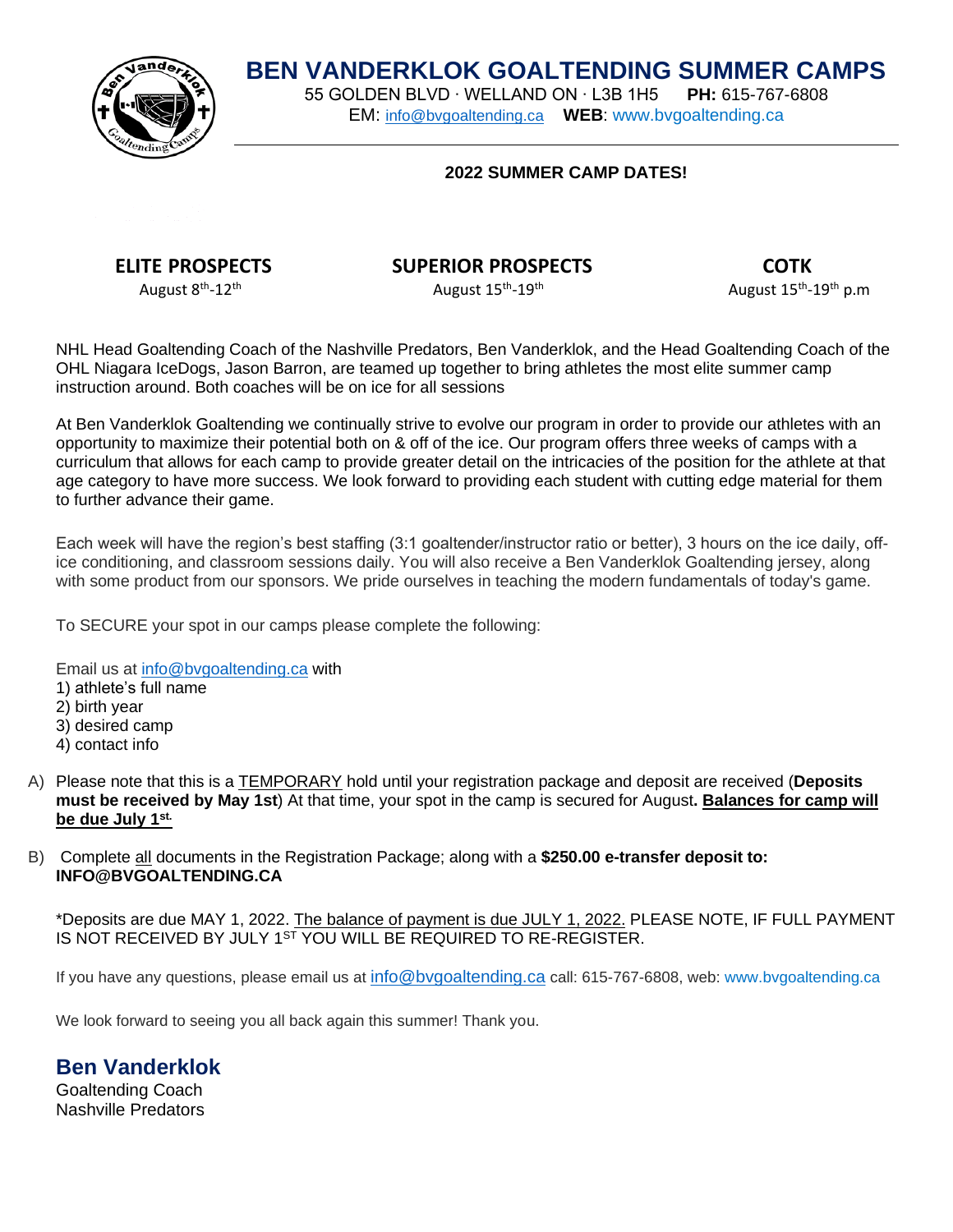# BEN VANDERKLOK GOALTENDING SUMMER CAMPS

55 GOLDEN BLVD · WELLAND ON · L3B 1H5 **PH:** 615-767-6808
EM: info@bvgoaltending.ca **WEB**: www.bvgoaltending.ca

**2022 SUMMER CAMP DATES!**

| ELITE PROSPECTS | SUPERIOR PROSPECTS | COTK |
| --- | --- | --- |
| August 8th-12th | August 15th-19th | August 15th-19th p.m |

NHL Head Goaltending Coach of the Nashville Predators, Ben Vanderklok, and the Head Goaltending Coach of the OHL Niagara IceDogs, Jason Barron, are teamed up together to bring athletes the most elite summer camp instruction around. Both coaches will be on ice for all sessions

At Ben Vanderklok Goaltending we continually strive to evolve our program in order to provide our athletes with an opportunity to maximize their potential both on & off of the ice. Our program offers three weeks of camps with a curriculum that allows for each camp to provide greater detail on the intricacies of the position for the athlete at that age category to have more success. We look forward to providing each student with cutting edge material for them to further advance their game.

Each week will have the region's best staffing (3:1 goaltender/instructor ratio or better), 3 hours on the ice daily, off-ice conditioning, and classroom sessions daily. You will also receive a Ben Vanderklok Goaltending jersey, along with some product from our sponsors. We pride ourselves in teaching the modern fundamentals of today's game.

To SECURE your spot in our camps please complete the following:

Email us at info@bvgoaltending.ca with
1) athlete's full name
2) birth year
3) desired camp
4) contact info

A) Please note that this is a TEMPORARY hold until your registration package and deposit are received (**Deposits must be received by May 1st**) At that time, your spot in the camp is secured for August**. Balances for camp will be due July 1st.**

B) Complete all documents in the Registration Package; along with a **$250.00 e-transfer deposit to: INFO@BVGOALTENDING.CA**

\*Deposits are due MAY 1, 2022. The balance of payment is due JULY 1, 2022. PLEASE NOTE, IF FULL PAYMENT IS NOT RECEIVED BY JULY 1ST YOU WILL BE REQUIRED TO RE-REGISTER.

If you have any questions, please email us at info@bvgoaltending.ca call: 615-767-6808, web: www.bvgoaltending.ca

We look forward to seeing you all back again this summer! Thank you.

**Ben Vanderklok**
Goaltending Coach
Nashville Predators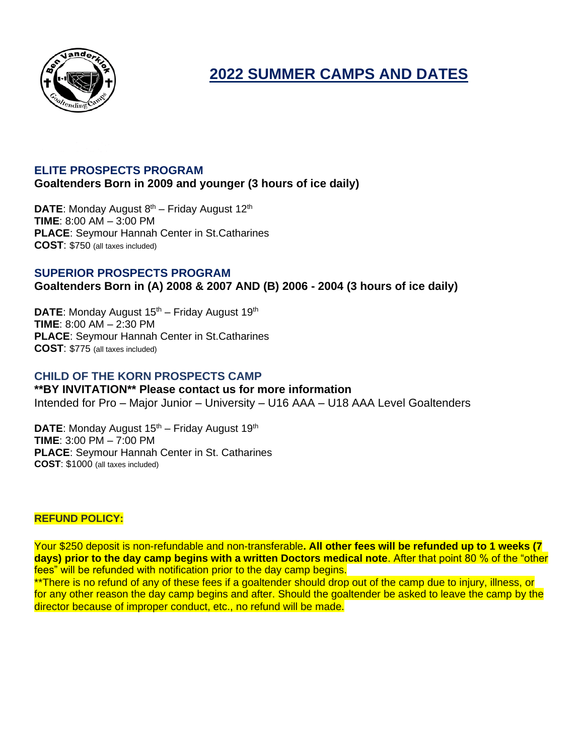# 2022 SUMMER CAMPS AND DATES

## ELITE PROSPECTS PROGRAM

**Goaltenders Born in 2009 and younger (3 hours of ice daily)**

**DATE**: Monday August 8th – Friday August 12th
**TIME**: 8:00 AM – 3:00 PM
**PLACE**: Seymour Hannah Center in St.Catharines
**COST**: $750 (all taxes included)

## SUPERIOR PROSPECTS PROGRAM

**Goaltenders Born in (A) 2008 & 2007 AND (B) 2006 - 2004 (3 hours of ice daily)**

**DATE**: Monday August 15th – Friday August 19th
**TIME**: 8:00 AM – 2:30 PM
**PLACE**: Seymour Hannah Center in St.Catharines
**COST**: $775 (all taxes included)

## CHILD OF THE KORN PROSPECTS CAMP

****BY INVITATION** Please contact us for more information**
Intended for Pro – Major Junior – University – U16 AAA – U18 AAA Level Goaltenders

**DATE**: Monday August 15th – Friday August 19th
**TIME**: 3:00 PM – 7:00 PM
**PLACE**: Seymour Hannah Center in St. Catharines
**COST**: $1000 (all taxes included)

**REFUND POLICY:**

Your $250 deposit is non-refundable and non-transferable**. All other fees will be refunded up to 1 weeks (7 days) prior to the day camp begins with a written Doctors medical note**. After that point 80 % of the "other fees" will be refunded with notification prior to the day camp begins.
**There is no refund of any of these fees if a goaltender should drop out of the camp due to injury, illness, or for any other reason the day camp begins and after. Should the goaltender be asked to leave the camp by the director because of improper conduct, etc., no refund will be made.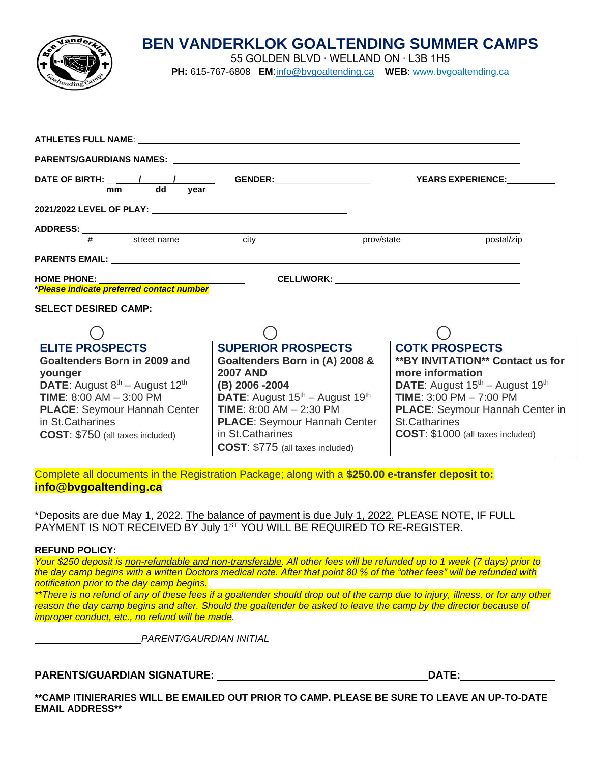# BEN VANDERKLOK GOALTENDING SUMMER CAMPS

55 GOLDEN BLVD · WELLAND ON · L3B 1H5

**PH:** 615-767-6808 **EM**:info@bvgoaltending.ca **WEB**: www.bvgoaltending.ca

**ATHLETES FULL NAME**: ______________________________________________

**PARENTS/GAURDIANS NAMES:** ______________________________________________

**DATE OF BIRTH:** __ / __ / ____ (mm / dd / year) **GENDER:**____________________ **YEARS EXPERIENCE:**__________

**2021/2022 LEVEL OF PLAY:** ______________________________

**ADDRESS:** ______________________________________________
# street name city prov/state postal/zip

**PARENTS EMAIL:** ______________________________________________

**HOME PHONE:** ______________________ **CELL/WORK:** ______________________

***Please indicate preferred contact number***

**SELECT DESIRED CAMP:**

| ◯ | ◯ | ◯ |
|---|---|---|
| **ELITE PROSPECTS**<br>**Goaltenders Born in 2009 and younger**<br>**DATE**: August 8th – August 12th<br>**TIME**: 8:00 AM – 3:00 PM<br>**PLACE**: Seymour Hannah Center in St.Catharines<br>**COST**: $750 (all taxes included) | **SUPERIOR PROSPECTS**<br>**Goaltenders Born in (A) 2008 & 2007 AND**<br>**(B) 2006 -2004**<br>**DATE**: August 15th – August 19th<br>**TIME**: 8:00 AM – 2:30 PM<br>**PLACE**: Seymour Hannah Center in St.Catharines<br>**COST**: $775 (all taxes included) | **COTK PROSPECTS**<br>****BY INVITATION** Contact us for more information**<br>**DATE**: August 15th – August 19th<br>**TIME**: 3:00 PM – 7:00 PM<br>**PLACE**: Seymour Hannah Center in St.Catharines<br>**COST**: $1000 (all taxes included) |

Complete all documents in the Registration Package; along with a **$250.00 e-transfer deposit to: info@bvgoaltending.ca**

*Deposits are due May 1, 2022. The balance of payment is due July 1, 2022. PLEASE NOTE, IF FULL PAYMENT IS NOT RECEIVED BY July 1ST YOU WILL BE REQUIRED TO RE-REGISTER.

**REFUND POLICY:**

*Your $250 deposit is non-refundable and non-transferable. All other fees will be refunded up to 1 week (7 days) prior to the day camp begins with a written Doctors medical note. After that point 80 % of the "other fees" will be refunded with notification prior to the day camp begins.*

*\*\*There is no refund of any of these fees if a goaltender should drop out of the camp due to injury, illness, or for any other reason the day camp begins and after. Should the goaltender be asked to leave the camp by the director because of improper conduct, etc., no refund will be made.*

____________________ *PARENT/GAURDIAN INITIAL*

**PARENTS/GUARDIAN SIGNATURE:** ______________________________ **DATE:** ________________

****CAMP ITINIERARIES WILL BE EMAILED OUT PRIOR TO CAMP. PLEASE BE SURE TO LEAVE AN UP-TO-DATE EMAIL ADDRESS****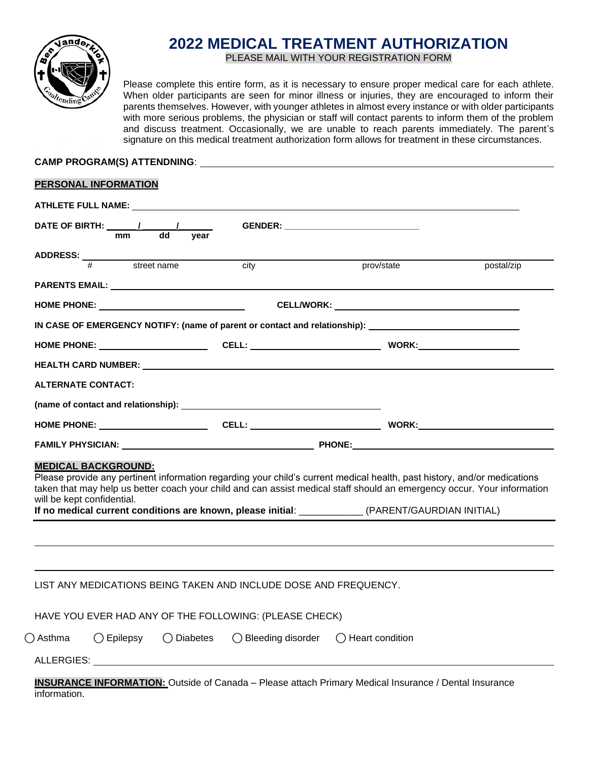# 2022 MEDICAL TREATMENT AUTHORIZATION

PLEASE MAIL WITH YOUR REGISTRATION FORM

Please complete this entire form, as it is necessary to ensure proper medical care for each athlete. When older participants are seen for minor illness or injuries, they are encouraged to inform their parents themselves. However, with younger athletes in almost every instance or with older participants with more serious problems, the physician or staff will contact parents to inform them of the problem and discuss treatment. Occasionally, we are unable to reach parents immediately. The parent's signature on this medical treatment authorization form allows for treatment in these circumstances.

**CAMP PROGRAM(S) ATTENDNING**: ______________________________

**PERSONAL INFORMATION**

**ATHLETE FULL NAME:** ______________________________

**DATE OF BIRTH:** ____/____/____ (mm / dd / year) **GENDER:** ______________

**ADDRESS:** ______________________________
(# street name city prov/state postal/zip)

**PARENTS EMAIL:** ______________________________

**HOME PHONE:** ______________ **CELL/WORK:** ______________

**IN CASE OF EMERGENCY NOTIFY: (name of parent or contact and relationship):** ______________

**HOME PHONE:** ______________ **CELL:** ______________ **WORK:** ______________

**HEALTH CARD NUMBER:** ______________________________

**ALTERNATE CONTACT:**

**(name of contact and relationship):** ______________________________

**HOME PHONE:** ______________ **CELL:** ______________ **WORK:** ______________

**FAMILY PHYSICIAN:** ______________ **PHONE:** ______________

**MEDICAL BACKGROUND:**

Please provide any pertinent information regarding your child's current medical health, past history, and/or medications taken that may help us better coach your child and can assist medical staff should an emergency occur. Your information will be kept confidential.

**If no medical current conditions are known, please initial**: ___________ (PARENT/GAURDIAN INITIAL)

______________________________

______________________________

LIST ANY MEDICATIONS BEING TAKEN AND INCLUDE DOSE AND FREQUENCY.

HAVE YOU EVER HAD ANY OF THE FOLLOWING: (PLEASE CHECK)

◯ Asthma ◯ Epilepsy ◯ Diabetes ◯ Bleeding disorder ◯ Heart condition

ALLERGIES: ______________________________

**INSURANCE INFORMATION:** Outside of Canada – Please attach Primary Medical Insurance / Dental Insurance information.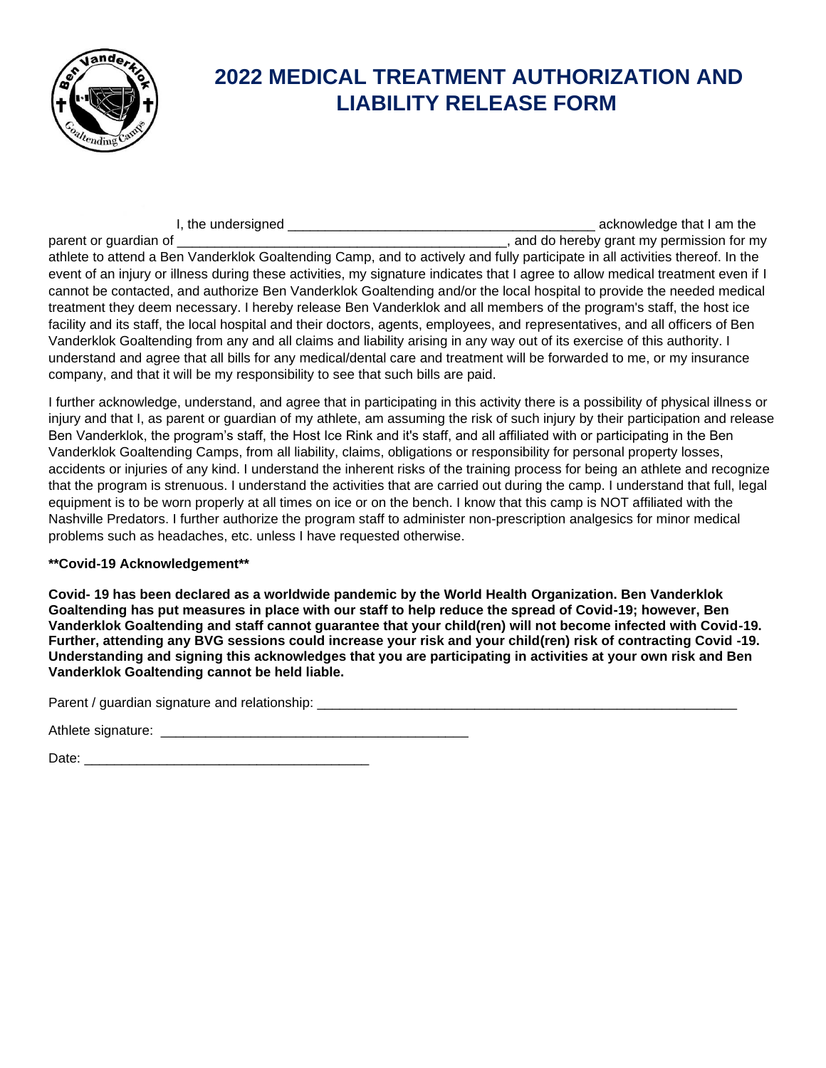# 2022 MEDICAL TREATMENT AUTHORIZATION AND LIABILITY RELEASE FORM

I, the undersigned ________________________________________ acknowledge that I am the parent or guardian of ____________________________________________, and do hereby grant my permission for my athlete to attend a Ben Vanderklok Goaltending Camp, and to actively and fully participate in all activities thereof. In the event of an injury or illness during these activities, my signature indicates that I agree to allow medical treatment even if I cannot be contacted, and authorize Ben Vanderklok Goaltending and/or the local hospital to provide the needed medical treatment they deem necessary. I hereby release Ben Vanderklok and all members of the program's staff, the host ice facility and its staff, the local hospital and their doctors, agents, employees, and representatives, and all officers of Ben Vanderklok Goaltending from any and all claims and liability arising in any way out of its exercise of this authority. I understand and agree that all bills for any medical/dental care and treatment will be forwarded to me, or my insurance company, and that it will be my responsibility to see that such bills are paid.

I further acknowledge, understand, and agree that in participating in this activity there is a possibility of physical illness or injury and that I, as parent or guardian of my athlete, am assuming the risk of such injury by their participation and release Ben Vanderklok, the program's staff, the Host Ice Rink and it's staff, and all affiliated with or participating in the Ben Vanderklok Goaltending Camps, from all liability, claims, obligations or responsibility for personal property losses, accidents or injuries of any kind. I understand the inherent risks of the training process for being an athlete and recognize that the program is strenuous. I understand the activities that are carried out during the camp. I understand that full, legal equipment is to be worn properly at all times on ice or on the bench. I know that this camp is NOT affiliated with the Nashville Predators. I further authorize the program staff to administer non-prescription analgesics for minor medical problems such as headaches, etc. unless I have requested otherwise.

**\*\*Covid-19 Acknowledgement\*\***

**Covid- 19 has been declared as a worldwide pandemic by the World Health Organization. Ben Vanderklok Goaltending has put measures in place with our staff to help reduce the spread of Covid-19; however, Ben Vanderklok Goaltending and staff cannot guarantee that your child(ren) will not become infected with Covid-19. Further, attending any BVG sessions could increase your risk and your child(ren) risk of contracting Covid -19. Understanding and signing this acknowledges that you are participating in activities at your own risk and Ben Vanderklok Goaltending cannot be held liable.**

Parent / guardian signature and relationship: ____________________________________________________________

Athlete signature: __________________________________________

Date: _______________________________________